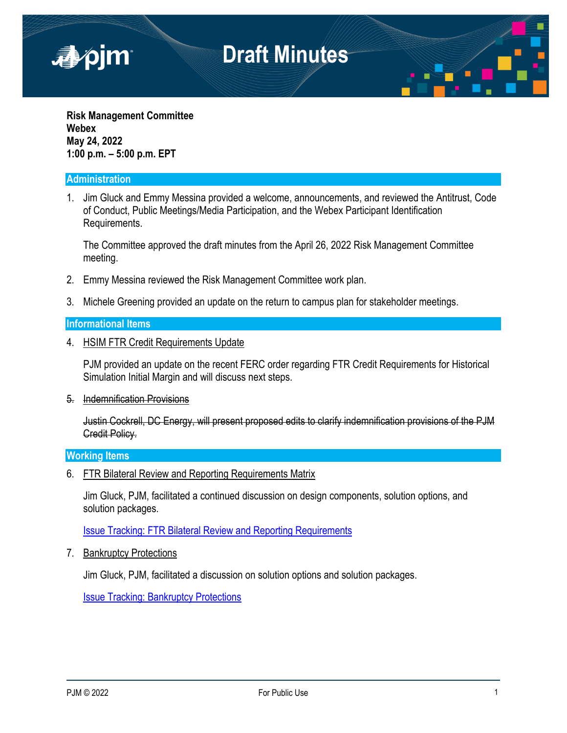# Draft Minutes

**Risk Management Committee**
**Webex**
**May 24, 2022**
**1:00 p.m. – 5:00 p.m. EPT**

## Administration

1. Jim Gluck and Emmy Messina provided a welcome, announcements, and reviewed the Antitrust, Code of Conduct, Public Meetings/Media Participation, and the Webex Participant Identification Requirements.

   The Committee approved the draft minutes from the April 26, 2022 Risk Management Committee meeting.

2. Emmy Messina reviewed the Risk Management Committee work plan.

3. Michele Greening provided an update on the return to campus plan for stakeholder meetings.

## Informational Items

4. HSIM FTR Credit Requirements Update

   PJM provided an update on the recent FERC order regarding FTR Credit Requirements for Historical Simulation Initial Margin and will discuss next steps.

5. ~~Indemnification Provisions~~

   ~~Justin Cockrell, DC Energy, will present proposed edits to clarify indemnification provisions of the PJM Credit Policy.~~

## Working Items

6. FTR Bilateral Review and Reporting Requirements Matrix

   Jim Gluck, PJM, facilitated a continued discussion on design components, solution options, and solution packages.

   Issue Tracking: FTR Bilateral Review and Reporting Requirements

7. Bankruptcy Protections

   Jim Gluck, PJM, facilitated a discussion on solution options and solution packages.

   Issue Tracking: Bankruptcy Protections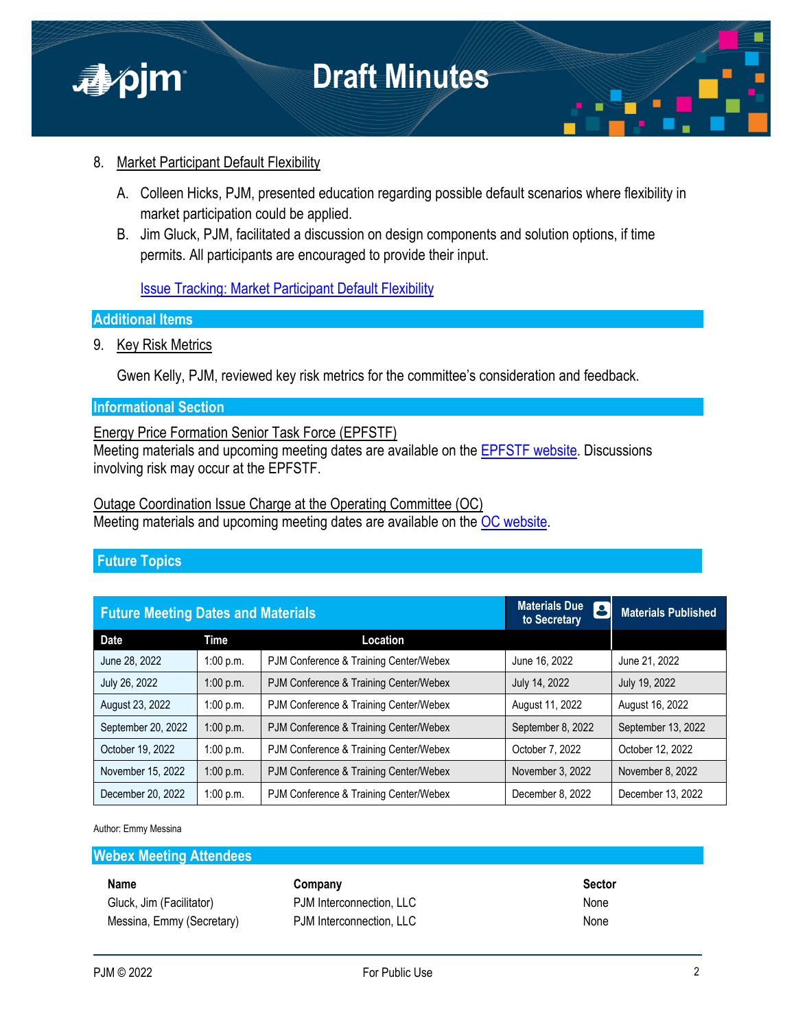8. Market Participant Default Flexibility

   A. Colleen Hicks, PJM, presented education regarding possible default scenarios where flexibility in market participation could be applied.
   B. Jim Gluck, PJM, facilitated a discussion on design components and solution options, if time permits. All participants are encouraged to provide their input.

   [Issue Tracking: Market Participant Default Flexibility]

## Additional Items

9. Key Risk Metrics

   Gwen Kelly, PJM, reviewed key risk metrics for the committee's consideration and feedback.

## Informational Section

Energy Price Formation Senior Task Force (EPFSTF)
Meeting materials and upcoming meeting dates are available on the EPFSTF website. Discussions involving risk may occur at the EPFSTF.

Outage Coordination Issue Charge at the Operating Committee (OC)
Meeting materials and upcoming meeting dates are available on the OC website.

## Future Topics

| Future Meeting Dates and Materials | | | Materials Due to Secretary | Materials Published |
|---|---|---|---|---|
| **Date** | **Time** | **Location** | | |
| June 28, 2022 | 1:00 p.m. | PJM Conference & Training Center/Webex | June 16, 2022 | June 21, 2022 |
| July 26, 2022 | 1:00 p.m. | PJM Conference & Training Center/Webex | July 14, 2022 | July 19, 2022 |
| August 23, 2022 | 1:00 p.m. | PJM Conference & Training Center/Webex | August 11, 2022 | August 16, 2022 |
| September 20, 2022 | 1:00 p.m. | PJM Conference & Training Center/Webex | September 8, 2022 | September 13, 2022 |
| October 19, 2022 | 1:00 p.m. | PJM Conference & Training Center/Webex | October 7, 2022 | October 12, 2022 |
| November 15, 2022 | 1:00 p.m. | PJM Conference & Training Center/Webex | November 3, 2022 | November 8, 2022 |
| December 20, 2022 | 1:00 p.m. | PJM Conference & Training Center/Webex | December 8, 2022 | December 13, 2022 |

Author: Emmy Messina

## Webex Meeting Attendees

| Name | Company | Sector |
|---|---|---|
| Gluck, Jim (Facilitator) | PJM Interconnection, LLC | None |
| Messina, Emmy (Secretary) | PJM Interconnection, LLC | None |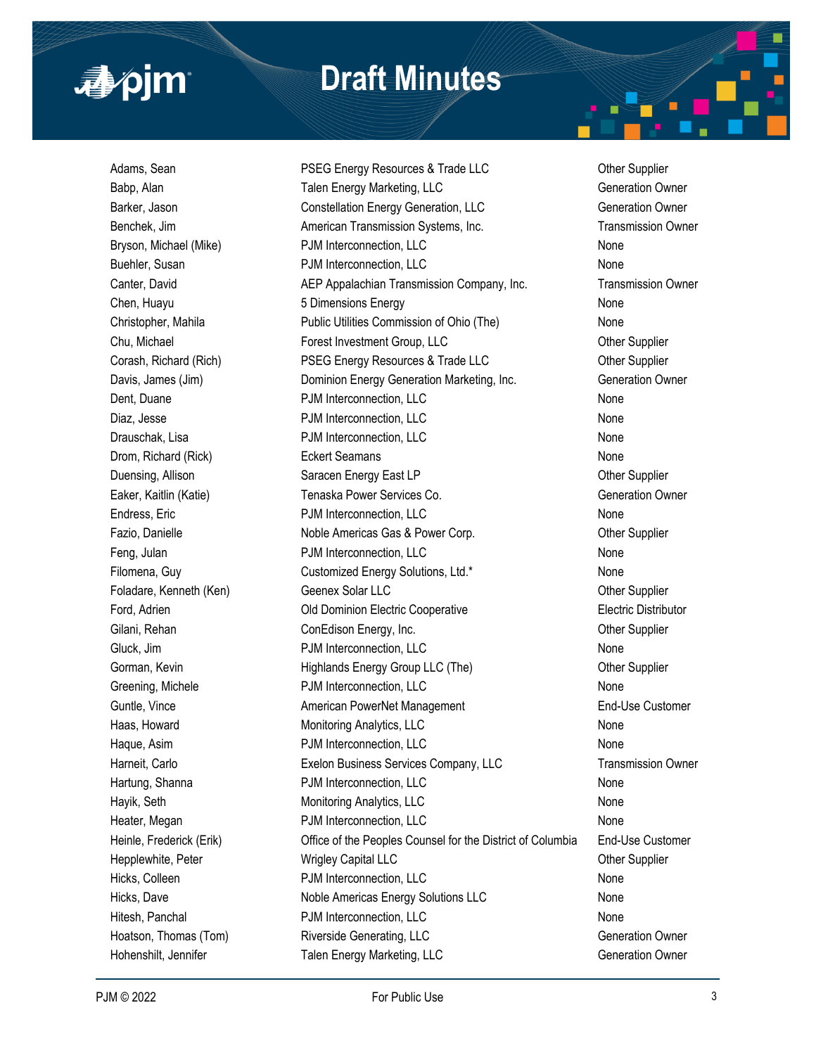| | | |
|---|---|---|
| Adams, Sean | PSEG Energy Resources & Trade LLC | Other Supplier |
| Babp, Alan | Talen Energy Marketing, LLC | Generation Owner |
| Barker, Jason | Constellation Energy Generation, LLC | Generation Owner |
| Benchek, Jim | American Transmission Systems, Inc. | Transmission Owner |
| Bryson, Michael (Mike) | PJM Interconnection, LLC | None |
| Buehler, Susan | PJM Interconnection, LLC | None |
| Canter, David | AEP Appalachian Transmission Company, Inc. | Transmission Owner |
| Chen, Huayu | 5 Dimensions Energy | None |
| Christopher, Mahila | Public Utilities Commission of Ohio (The) | None |
| Chu, Michael | Forest Investment Group, LLC | Other Supplier |
| Corash, Richard (Rich) | PSEG Energy Resources & Trade LLC | Other Supplier |
| Davis, James (Jim) | Dominion Energy Generation Marketing, Inc. | Generation Owner |
| Dent, Duane | PJM Interconnection, LLC | None |
| Diaz, Jesse | PJM Interconnection, LLC | None |
| Drauschak, Lisa | PJM Interconnection, LLC | None |
| Drom, Richard (Rick) | Eckert Seamans | None |
| Duensing, Allison | Saracen Energy East LP | Other Supplier |
| Eaker, Kaitlin (Katie) | Tenaska Power Services Co. | Generation Owner |
| Endress, Eric | PJM Interconnection, LLC | None |
| Fazio, Danielle | Noble Americas Gas & Power Corp. | Other Supplier |
| Feng, Julan | PJM Interconnection, LLC | None |
| Filomena, Guy | Customized Energy Solutions, Ltd.* | None |
| Foladare, Kenneth (Ken) | Geenex Solar LLC | Other Supplier |
| Ford, Adrien | Old Dominion Electric Cooperative | Electric Distributor |
| Gilani, Rehan | ConEdison Energy, Inc. | Other Supplier |
| Gluck, Jim | PJM Interconnection, LLC | None |
| Gorman, Kevin | Highlands Energy Group LLC (The) | Other Supplier |
| Greening, Michele | PJM Interconnection, LLC | None |
| Guntle, Vince | American PowerNet Management | End-Use Customer |
| Haas, Howard | Monitoring Analytics, LLC | None |
| Haque, Asim | PJM Interconnection, LLC | None |
| Harneit, Carlo | Exelon Business Services Company, LLC | Transmission Owner |
| Hartung, Shanna | PJM Interconnection, LLC | None |
| Hayik, Seth | Monitoring Analytics, LLC | None |
| Heater, Megan | PJM Interconnection, LLC | None |
| Heinle, Frederick (Erik) | Office of the Peoples Counsel for the District of Columbia | End-Use Customer |
| Hepplewhite, Peter | Wrigley Capital LLC | Other Supplier |
| Hicks, Colleen | PJM Interconnection, LLC | None |
| Hicks, Dave | Noble Americas Energy Solutions LLC | None |
| Hitesh, Panchal | PJM Interconnection, LLC | None |
| Hoatson, Thomas (Tom) | Riverside Generating, LLC | Generation Owner |
| Hohenshilt, Jennifer | Talen Energy Marketing, LLC | Generation Owner |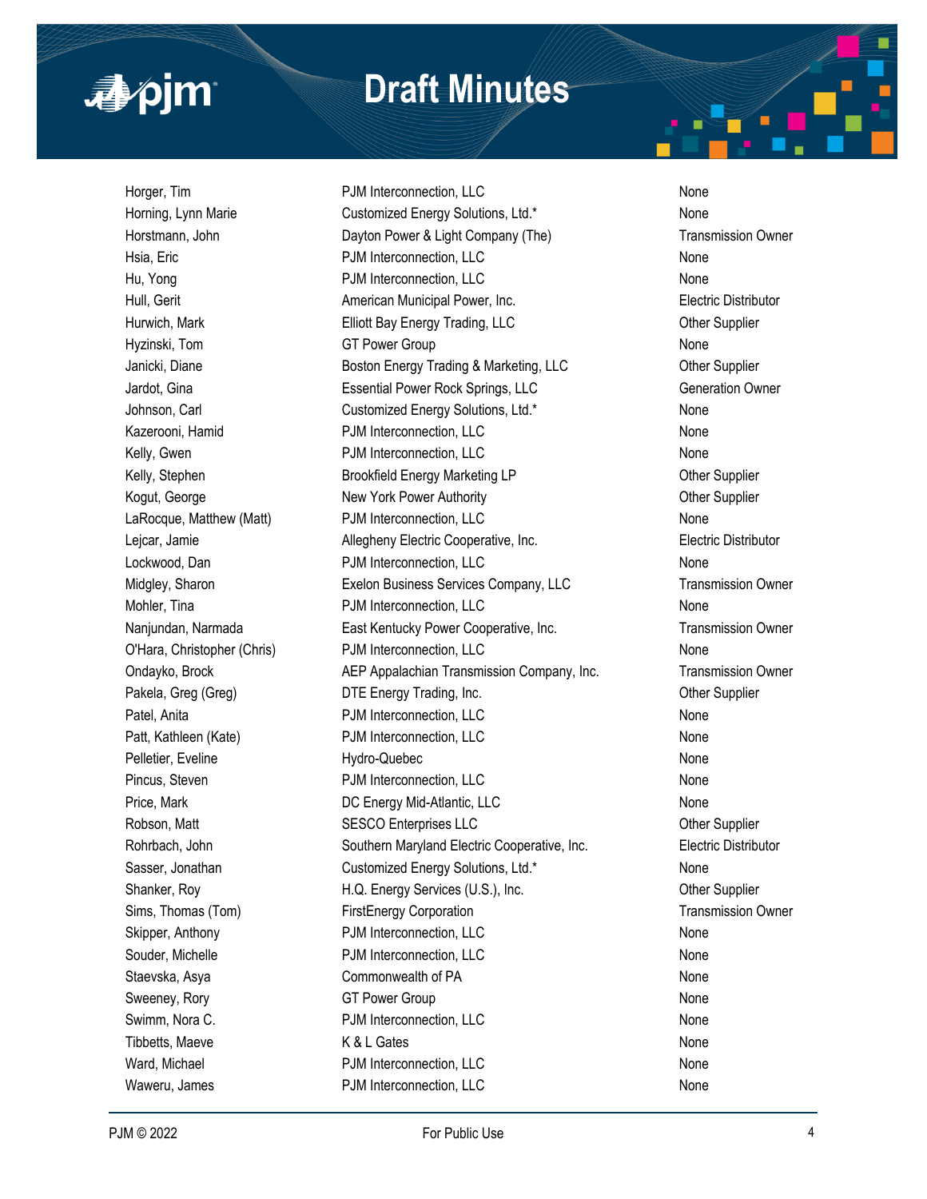| | | |
|---|---|---|
| Horger, Tim | PJM Interconnection, LLC | None |
| Horning, Lynn Marie | Customized Energy Solutions, Ltd.* | None |
| Horstmann, John | Dayton Power & Light Company (The) | Transmission Owner |
| Hsia, Eric | PJM Interconnection, LLC | None |
| Hu, Yong | PJM Interconnection, LLC | None |
| Hull, Gerit | American Municipal Power, Inc. | Electric Distributor |
| Hurwich, Mark | Elliott Bay Energy Trading, LLC | Other Supplier |
| Hyzinski, Tom | GT Power Group | None |
| Janicki, Diane | Boston Energy Trading & Marketing, LLC | Other Supplier |
| Jardot, Gina | Essential Power Rock Springs, LLC | Generation Owner |
| Johnson, Carl | Customized Energy Solutions, Ltd.* | None |
| Kazerooni, Hamid | PJM Interconnection, LLC | None |
| Kelly, Gwen | PJM Interconnection, LLC | None |
| Kelly, Stephen | Brookfield Energy Marketing LP | Other Supplier |
| Kogut, George | New York Power Authority | Other Supplier |
| LaRocque, Matthew (Matt) | PJM Interconnection, LLC | None |
| Lejcar, Jamie | Allegheny Electric Cooperative, Inc. | Electric Distributor |
| Lockwood, Dan | PJM Interconnection, LLC | None |
| Midgley, Sharon | Exelon Business Services Company, LLC | Transmission Owner |
| Mohler, Tina | PJM Interconnection, LLC | None |
| Nanjundan, Narmada | East Kentucky Power Cooperative, Inc. | Transmission Owner |
| O'Hara, Christopher (Chris) | PJM Interconnection, LLC | None |
| Ondayko, Brock | AEP Appalachian Transmission Company, Inc. | Transmission Owner |
| Pakela, Greg (Greg) | DTE Energy Trading, Inc. | Other Supplier |
| Patel, Anita | PJM Interconnection, LLC | None |
| Patt, Kathleen (Kate) | PJM Interconnection, LLC | None |
| Pelletier, Eveline | Hydro-Quebec | None |
| Pincus, Steven | PJM Interconnection, LLC | None |
| Price, Mark | DC Energy Mid-Atlantic, LLC | None |
| Robson, Matt | SESCO Enterprises LLC | Other Supplier |
| Rohrbach, John | Southern Maryland Electric Cooperative, Inc. | Electric Distributor |
| Sasser, Jonathan | Customized Energy Solutions, Ltd.* | None |
| Shanker, Roy | H.Q. Energy Services (U.S.), Inc. | Other Supplier |
| Sims, Thomas (Tom) | FirstEnergy Corporation | Transmission Owner |
| Skipper, Anthony | PJM Interconnection, LLC | None |
| Souder, Michelle | PJM Interconnection, LLC | None |
| Staevska, Asya | Commonwealth of PA | None |
| Sweeney, Rory | GT Power Group | None |
| Swimm, Nora C. | PJM Interconnection, LLC | None |
| Tibbetts, Maeve | K & L Gates | None |
| Ward, Michael | PJM Interconnection, LLC | None |
| Waweru, James | PJM Interconnection, LLC | None |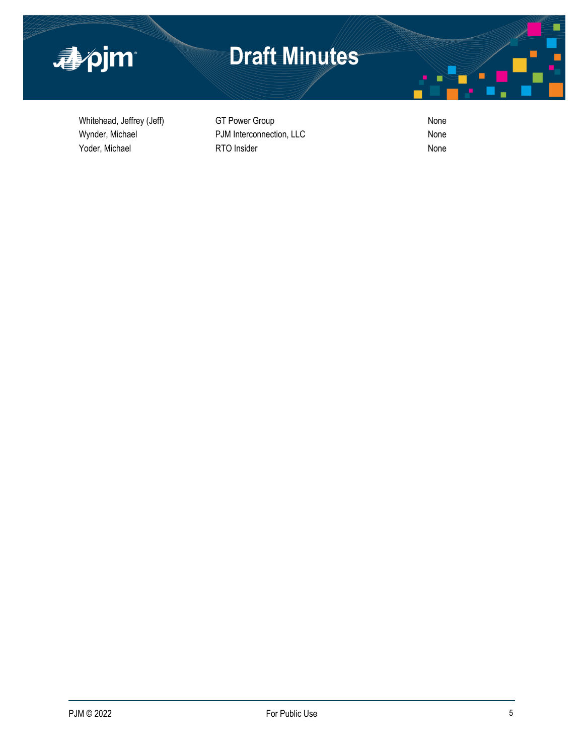| | | |
|---|---|---|
| Whitehead, Jeffrey (Jeff) | GT Power Group | None |
| Wynder, Michael | PJM Interconnection, LLC | None |
| Yoder, Michael | RTO Insider | None |